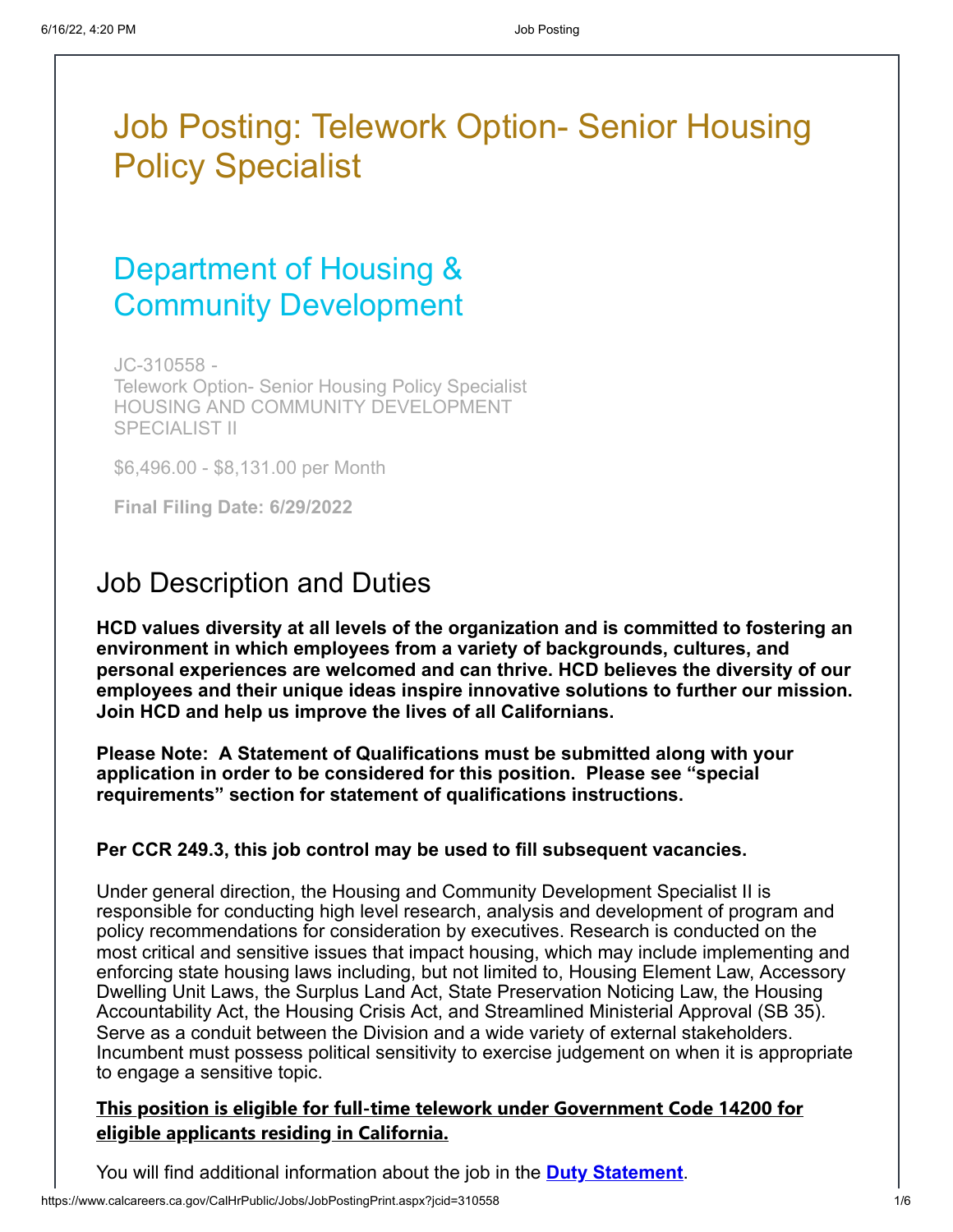# Job Posting: Telework Option- Senior Housing Policy Specialist

## Department of Housing & Community Development

JC-310558 -
Telework Option- Senior Housing Policy Specialist
HOUSING AND COMMUNITY DEVELOPMENT SPECIALIST II

$6,496.00 - $8,131.00 per Month

**Final Filing Date: 6/29/2022**

## Job Description and Duties

**HCD values diversity at all levels of the organization and is committed to fostering an environment in which employees from a variety of backgrounds, cultures, and personal experiences are welcomed and can thrive. HCD believes the diversity of our employees and their unique ideas inspire innovative solutions to further our mission. Join HCD and help us improve the lives of all Californians.**

**Please Note: A Statement of Qualifications must be submitted along with your application in order to be considered for this position. Please see "special requirements" section for statement of qualifications instructions.**

**Per CCR 249.3, this job control may be used to fill subsequent vacancies.**

Under general direction, the Housing and Community Development Specialist II is responsible for conducting high level research, analysis and development of program and policy recommendations for consideration by executives. Research is conducted on the most critical and sensitive issues that impact housing, which may include implementing and enforcing state housing laws including, but not limited to, Housing Element Law, Accessory Dwelling Unit Laws, the Surplus Land Act, State Preservation Noticing Law, the Housing Accountability Act, the Housing Crisis Act, and Streamlined Ministerial Approval (SB 35). Serve as a conduit between the Division and a wide variety of external stakeholders. Incumbent must possess political sensitivity to exercise judgement on when it is appropriate to engage a sensitive topic.

**This position is eligible for full-time telework under Government Code 14200 for eligible applicants residing in California.**

You will find additional information about the job in the **Duty Statement**.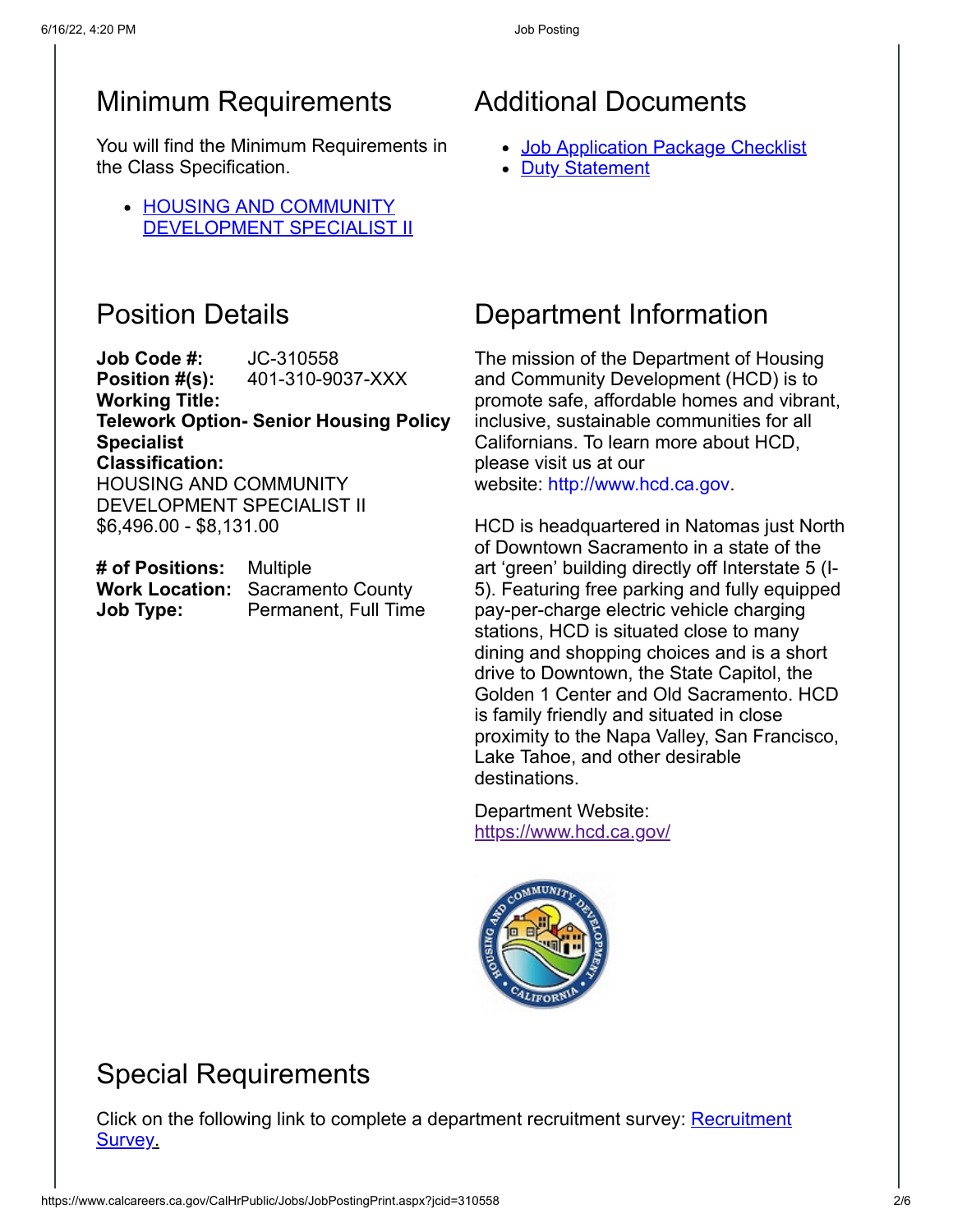## Minimum Requirements

You will find the Minimum Requirements in the Class Specification.

- HOUSING AND COMMUNITY DEVELOPMENT SPECIALIST II

## Additional Documents

- Job Application Package Checklist
- Duty Statement

## Position Details

**Job Code #:** JC-310558
**Position #(s):** 401-310-9037-XXX
**Working Title:**
**Telework Option- Senior Housing Policy Specialist**
**Classification:**
HOUSING AND COMMUNITY DEVELOPMENT SPECIALIST II
$6,496.00 - $8,131.00

**# of Positions:** Multiple
**Work Location:** Sacramento County
**Job Type:** Permanent, Full Time

## Department Information

The mission of the Department of Housing and Community Development (HCD) is to promote safe, affordable homes and vibrant, inclusive, sustainable communities for all Californians. To learn more about HCD, please visit us at our website: http://www.hcd.ca.gov.

HCD is headquartered in Natomas just North of Downtown Sacramento in a state of the art 'green' building directly off Interstate 5 (I-5). Featuring free parking and fully equipped pay-per-charge electric vehicle charging stations, HCD is situated close to many dining and shopping choices and is a short drive to Downtown, the State Capitol, the Golden 1 Center and Old Sacramento. HCD is family friendly and situated in close proximity to the Napa Valley, San Francisco, Lake Tahoe, and other desirable destinations.

Department Website: https://www.hcd.ca.gov/

## Special Requirements

Click on the following link to complete a department recruitment survey: Recruitment Survey.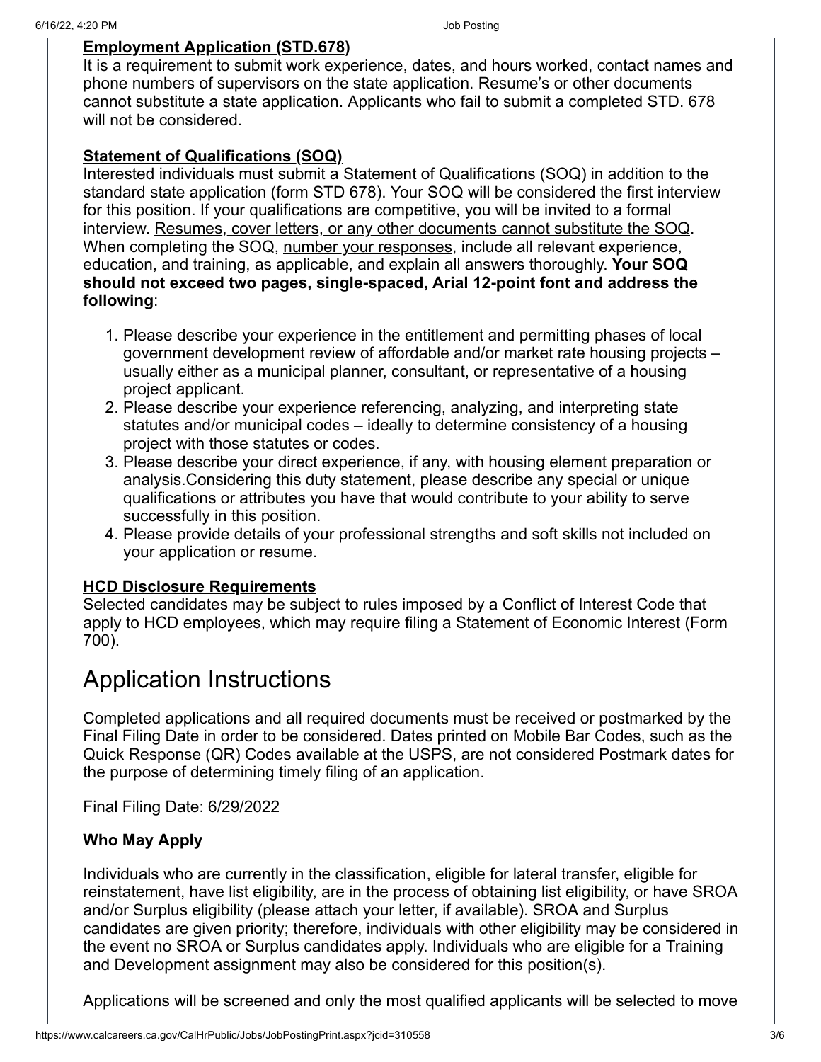**Employment Application (STD.678)**

It is a requirement to submit work experience, dates, and hours worked, contact names and phone numbers of supervisors on the state application. Resume's or other documents cannot substitute a state application. Applicants who fail to submit a completed STD. 678 will not be considered.

**Statement of Qualifications (SOQ)**

Interested individuals must submit a Statement of Qualifications (SOQ) in addition to the standard state application (form STD 678). Your SOQ will be considered the first interview for this position. If your qualifications are competitive, you will be invited to a formal interview. Resumes, cover letters, or any other documents cannot substitute the SOQ. When completing the SOQ, number your responses, include all relevant experience, education, and training, as applicable, and explain all answers thoroughly. **Your SOQ should not exceed two pages, single-spaced, Arial 12-point font and address the following**:

1. Please describe your experience in the entitlement and permitting phases of local government development review of affordable and/or market rate housing projects – usually either as a municipal planner, consultant, or representative of a housing project applicant.
2. Please describe your experience referencing, analyzing, and interpreting state statutes and/or municipal codes – ideally to determine consistency of a housing project with those statutes or codes.
3. Please describe your direct experience, if any, with housing element preparation or analysis.Considering this duty statement, please describe any special or unique qualifications or attributes you have that would contribute to your ability to serve successfully in this position.
4. Please provide details of your professional strengths and soft skills not included on your application or resume.

**HCD Disclosure Requirements**

Selected candidates may be subject to rules imposed by a Conflict of Interest Code that apply to HCD employees, which may require filing a Statement of Economic Interest (Form 700).

# Application Instructions

Completed applications and all required documents must be received or postmarked by the Final Filing Date in order to be considered. Dates printed on Mobile Bar Codes, such as the Quick Response (QR) Codes available at the USPS, are not considered Postmark dates for the purpose of determining timely filing of an application.

Final Filing Date: 6/29/2022

### Who May Apply

Individuals who are currently in the classification, eligible for lateral transfer, eligible for reinstatement, have list eligibility, are in the process of obtaining list eligibility, or have SROA and/or Surplus eligibility (please attach your letter, if available). SROA and Surplus candidates are given priority; therefore, individuals with other eligibility may be considered in the event no SROA or Surplus candidates apply. Individuals who are eligible for a Training and Development assignment may also be considered for this position(s).

Applications will be screened and only the most qualified applicants will be selected to move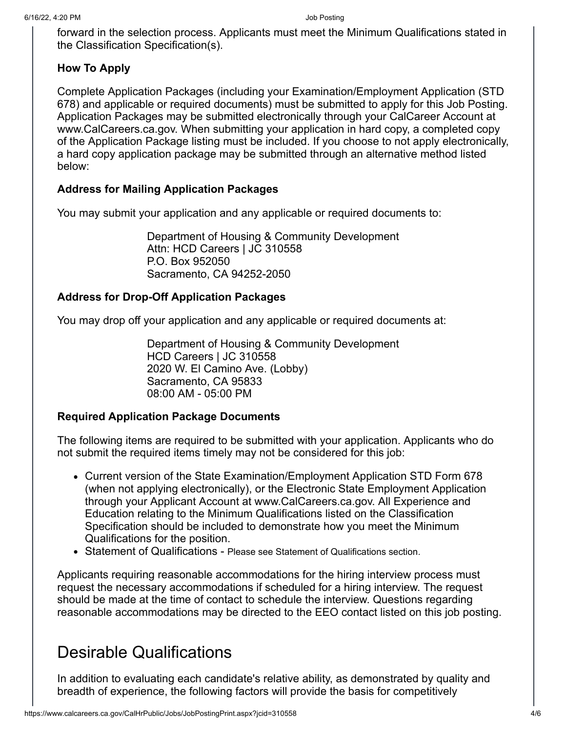forward in the selection process. Applicants must meet the Minimum Qualifications stated in the Classification Specification(s).

### How To Apply

Complete Application Packages (including your Examination/Employment Application (STD 678) and applicable or required documents) must be submitted to apply for this Job Posting. Application Packages may be submitted electronically through your CalCareer Account at www.CalCareers.ca.gov. When submitting your application in hard copy, a completed copy of the Application Package listing must be included. If you choose to not apply electronically, a hard copy application package may be submitted through an alternative method listed below:

### Address for Mailing Application Packages

You may submit your application and any applicable or required documents to:

Department of Housing & Community Development
Attn: HCD Careers | JC 310558
P.O. Box 952050
Sacramento, CA 94252-2050

### Address for Drop-Off Application Packages

You may drop off your application and any applicable or required documents at:

Department of Housing & Community Development
HCD Careers | JC 310558
2020 W. El Camino Ave. (Lobby)
Sacramento, CA 95833
08:00 AM - 05:00 PM

### Required Application Package Documents

The following items are required to be submitted with your application. Applicants who do not submit the required items timely may not be considered for this job:

- Current version of the State Examination/Employment Application STD Form 678 (when not applying electronically), or the Electronic State Employment Application through your Applicant Account at www.CalCareers.ca.gov. All Experience and Education relating to the Minimum Qualifications listed on the Classification Specification should be included to demonstrate how you meet the Minimum Qualifications for the position.
- Statement of Qualifications - Please see Statement of Qualifications section.

Applicants requiring reasonable accommodations for the hiring interview process must request the necessary accommodations if scheduled for a hiring interview. The request should be made at the time of contact to schedule the interview. Questions regarding reasonable accommodations may be directed to the EEO contact listed on this job posting.

## Desirable Qualifications

In addition to evaluating each candidate's relative ability, as demonstrated by quality and breadth of experience, the following factors will provide the basis for competitively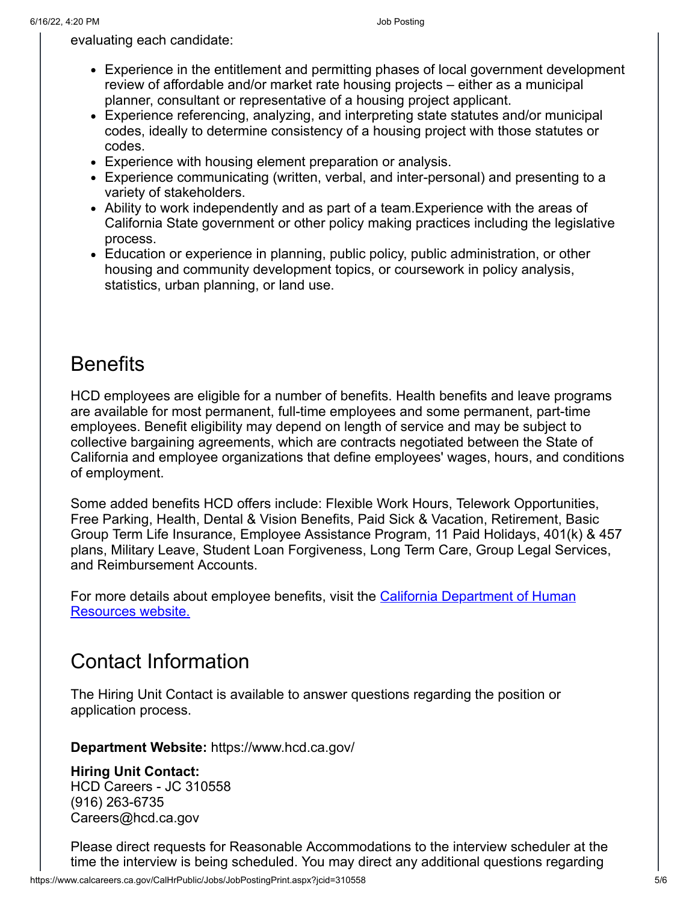evaluating each candidate:

- Experience in the entitlement and permitting phases of local government development review of affordable and/or market rate housing projects – either as a municipal planner, consultant or representative of a housing project applicant.
- Experience referencing, analyzing, and interpreting state statutes and/or municipal codes, ideally to determine consistency of a housing project with those statutes or codes.
- Experience with housing element preparation or analysis.
- Experience communicating (written, verbal, and inter-personal) and presenting to a variety of stakeholders.
- Ability to work independently and as part of a team.Experience with the areas of California State government or other policy making practices including the legislative process.
- Education or experience in planning, public policy, public administration, or other housing and community development topics, or coursework in policy analysis, statistics, urban planning, or land use.

## Benefits

HCD employees are eligible for a number of benefits. Health benefits and leave programs are available for most permanent, full-time employees and some permanent, part-time employees. Benefit eligibility may depend on length of service and may be subject to collective bargaining agreements, which are contracts negotiated between the State of California and employee organizations that define employees' wages, hours, and conditions of employment.

Some added benefits HCD offers include: Flexible Work Hours, Telework Opportunities, Free Parking, Health, Dental & Vision Benefits, Paid Sick & Vacation, Retirement, Basic Group Term Life Insurance, Employee Assistance Program, 11 Paid Holidays, 401(k) & 457 plans, Military Leave, Student Loan Forgiveness, Long Term Care, Group Legal Services, and Reimbursement Accounts.

For more details about employee benefits, visit the California Department of Human Resources website.

## Contact Information

The Hiring Unit Contact is available to answer questions regarding the position or application process.

**Department Website:** https://www.hcd.ca.gov/

**Hiring Unit Contact:**
HCD Careers - JC 310558
(916) 263-6735
Careers@hcd.ca.gov

Please direct requests for Reasonable Accommodations to the interview scheduler at the time the interview is being scheduled. You may direct any additional questions regarding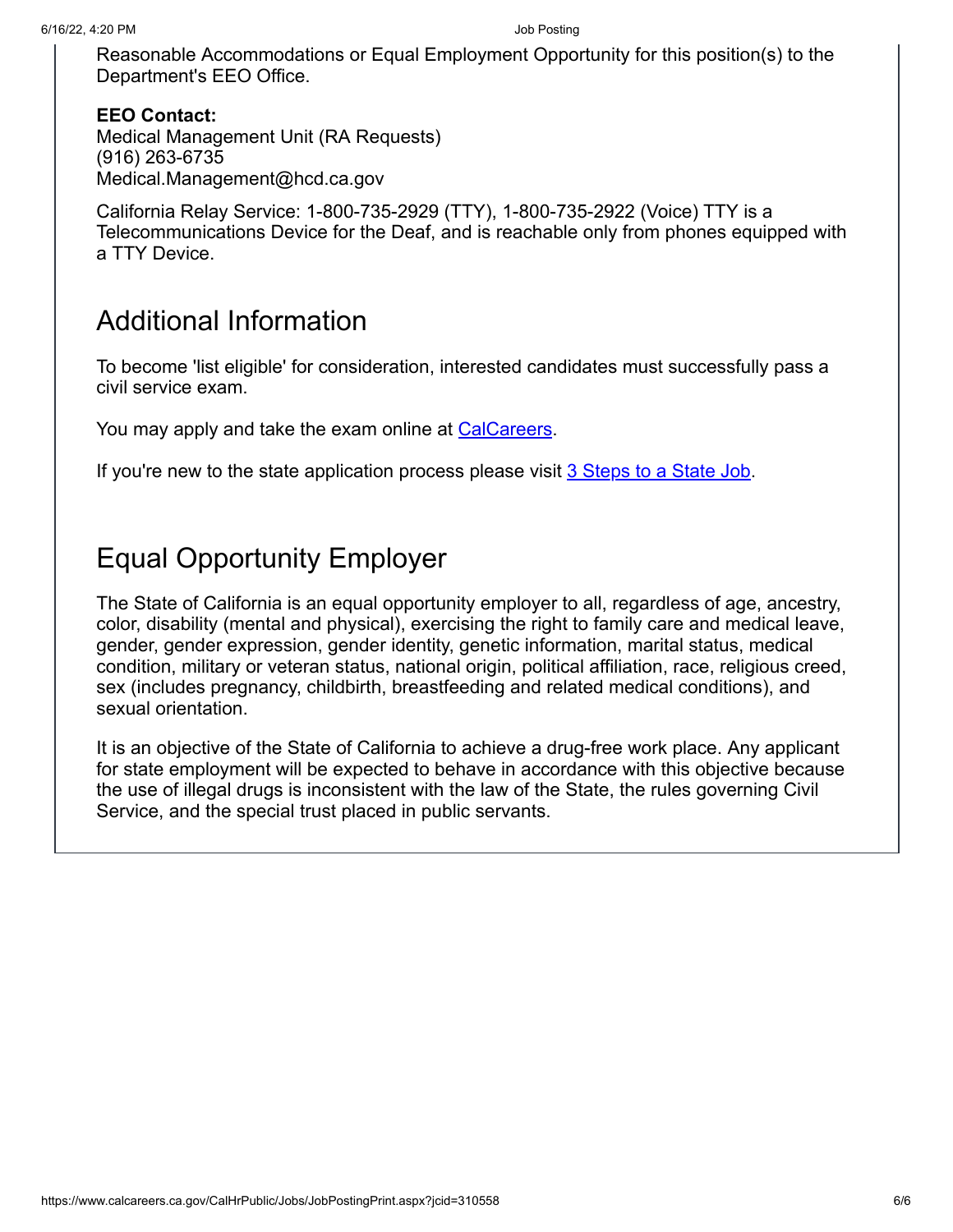Reasonable Accommodations or Equal Employment Opportunity for this position(s) to the Department's EEO Office.

**EEO Contact:**
Medical Management Unit (RA Requests)
(916) 263-6735
Medical.Management@hcd.ca.gov

California Relay Service: 1-800-735-2929 (TTY), 1-800-735-2922 (Voice) TTY is a Telecommunications Device for the Deaf, and is reachable only from phones equipped with a TTY Device.

## Additional Information

To become 'list eligible' for consideration, interested candidates must successfully pass a civil service exam.

You may apply and take the exam online at CalCareers.

If you're new to the state application process please visit 3 Steps to a State Job.

## Equal Opportunity Employer

The State of California is an equal opportunity employer to all, regardless of age, ancestry, color, disability (mental and physical), exercising the right to family care and medical leave, gender, gender expression, gender identity, genetic information, marital status, medical condition, military or veteran status, national origin, political affiliation, race, religious creed, sex (includes pregnancy, childbirth, breastfeeding and related medical conditions), and sexual orientation.

It is an objective of the State of California to achieve a drug-free work place. Any applicant for state employment will be expected to behave in accordance with this objective because the use of illegal drugs is inconsistent with the law of the State, the rules governing Civil Service, and the special trust placed in public servants.